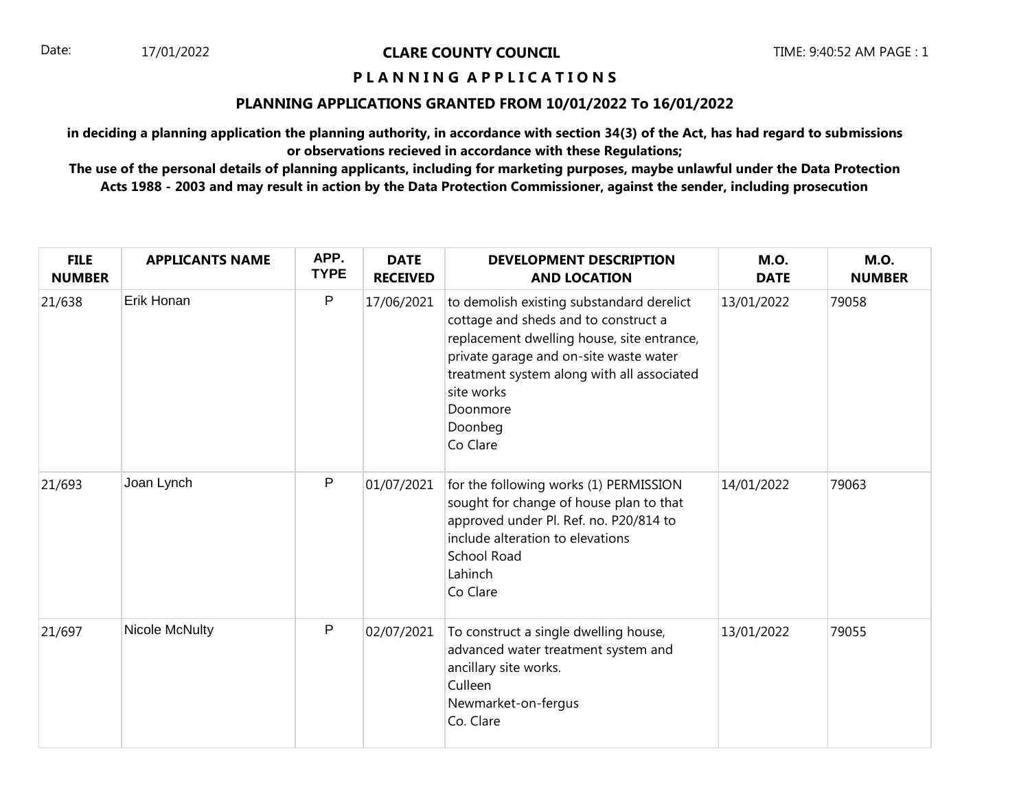Date: 17/01/2022

# CLARE COUNTY COUNCIL

## P L A N N I N G A P P L I C A T I O N S

### PLANNING APPLICATIONS GRANTED FROM 10/01/2022 To 16/01/2022

**in deciding a planning application the planning authority, in accordance with section 34(3) of the Act, has had regard to submissions or observations recieved in accordance with these Regulations;**

**The use of the personal details of planning applicants, including for marketing purposes, maybe unlawful under the Data Protection Acts 1988 - 2003 and may result in action by the Data Protection Commissioner, against the sender, including prosecution**

| FILE NUMBER | APPLICANTS NAME | APP. TYPE | DATE RECEIVED | DEVELOPMENT DESCRIPTION AND LOCATION | M.O. DATE | M.O. NUMBER |
|---|---|---|---|---|---|---|
| 21/638 | Erik Honan | P | 17/06/2021 | to demolish existing substandard derelict cottage and sheds and to construct a replacement dwelling house, site entrance, private garage and on-site waste water treatment system along with all associated site works<br>Doonmore<br>Doonbeg<br>Co Clare | 13/01/2022 | 79058 |
| 21/693 | Joan Lynch | P | 01/07/2021 | for the following works (1) PERMISSION sought for change of house plan to that approved under Pl. Ref. no. P20/814 to include alteration to elevations<br>School Road<br>Lahinch<br>Co Clare | 14/01/2022 | 79063 |
| 21/697 | Nicole McNulty | P | 02/07/2021 | To construct a single dwelling house, advanced water treatment system and ancillary site works.<br>Culleen<br>Newmarket-on-fergus<br>Co. Clare | 13/01/2022 | 79055 |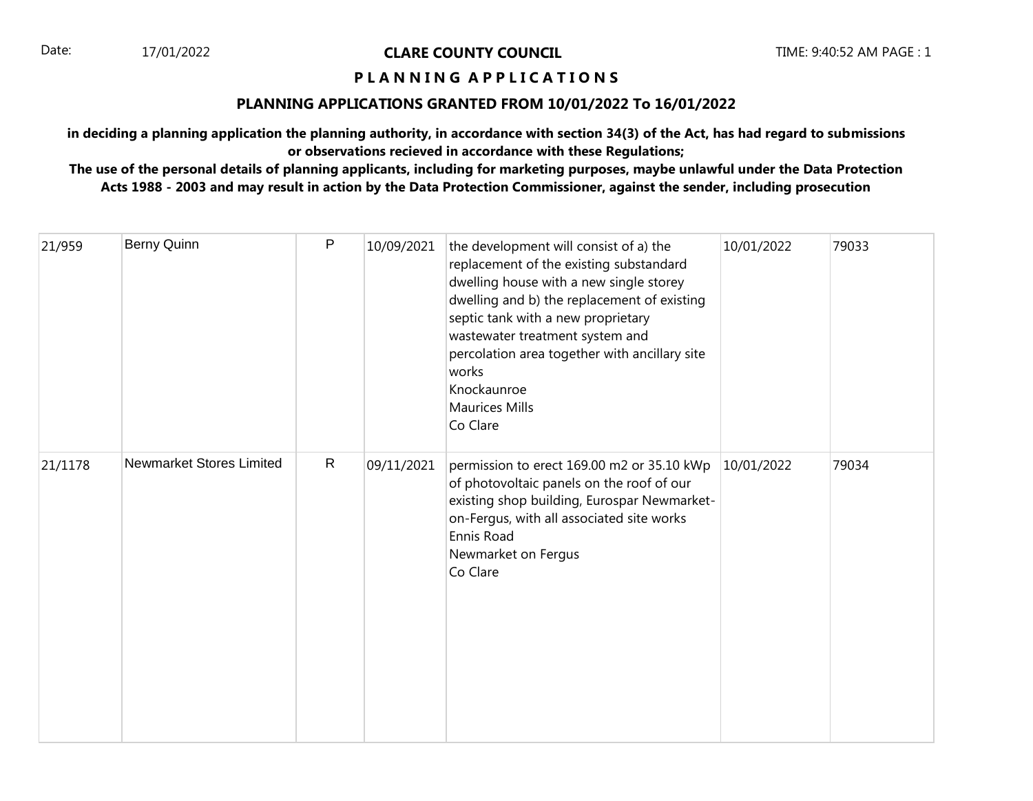**CLARE COUNTY COUNCIL**

**P L A N N I N G A P P L I C A T I O N S**

**PLANNING APPLICATIONS GRANTED FROM 10/01/2022 To 16/01/2022**

**in deciding a planning application the planning authority, in accordance with section 34(3) of the Act, has had regard to submissions or observations recieved in accordance with these Regulations;**

**The use of the personal details of planning applicants, including for marketing purposes, maybe unlawful under the Data Protection Acts 1988 - 2003 and may result in action by the Data Protection Commissioner, against the sender, including prosecution**

| | | | | | | |
|---|---|---|---|---|---|---|
| 21/959 | Berny Quinn | P | 10/09/2021 | the development will consist of a) the replacement of the existing substandard dwelling house with a new single storey dwelling and b) the replacement of existing septic tank with a new proprietary wastewater treatment system and percolation area together with ancillary site works<br>Knockaunroe<br>Maurices Mills<br>Co Clare | 10/01/2022 | 79033 |
| 21/1178 | Newmarket Stores Limited | R | 09/11/2021 | permission to erect 169.00 m2 or 35.10 kWp of photovoltaic panels on the roof of our existing shop building, Eurospar Newmarket-on-Fergus, with all associated site works<br>Ennis Road<br>Newmarket on Fergus<br>Co Clare | 10/01/2022 | 79034 |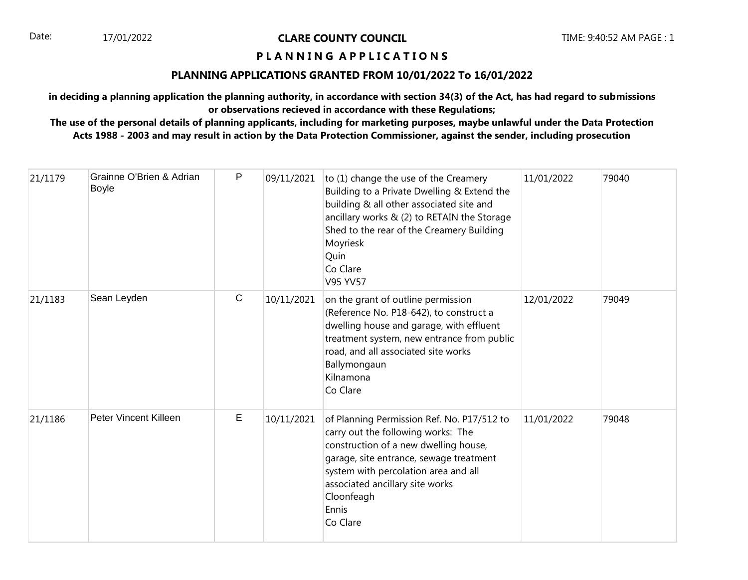Date: 17/01/2022

**CLARE COUNTY COUNCIL**

TIME: 9:40:52 AM

**P L A N N I N G A P P L I C A T I O N S**

**PLANNING APPLICATIONS GRANTED FROM 10/01/2022 To 16/01/2022**

**in deciding a planning application the planning authority, in accordance with section 34(3) of the Act, has had regard to submissions or observations recieved in accordance with these Regulations;**
**The use of the personal details of planning applicants, including for marketing purposes, maybe unlawful under the Data Protection Acts 1988 - 2003 and may result in action by the Data Protection Commissioner, against the sender, including prosecution**

| | | | | | | |
|---|---|---|---|---|---|---|
| 21/1179 | Grainne O'Brien & Adrian Boyle | P | 09/11/2021 | to (1) change the use of the Creamery Building to a Private Dwelling & Extend the building & all other associated site and ancillary works & (2) to RETAIN the Storage Shed to the rear of the Creamery Building<br>Moyriesk<br>Quin<br>Co Clare<br>V95 YV57 | 11/01/2022 | 79040 |
| 21/1183 | Sean Leyden | C | 10/11/2021 | on the grant of outline permission (Reference No. P18-642), to construct a dwelling house and garage, with effluent treatment system, new entrance from public road, and all associated site works<br>Ballymongaun<br>Kilnamona<br>Co Clare | 12/01/2022 | 79049 |
| 21/1186 | Peter Vincent Killeen | E | 10/11/2021 | of Planning Permission Ref. No. P17/512 to carry out the following works: The construction of a new dwelling house, garage, site entrance, sewage treatment system with percolation area and all associated ancillary site works<br>Cloonfeagh<br>Ennis<br>Co Clare | 11/01/2022 | 79048 |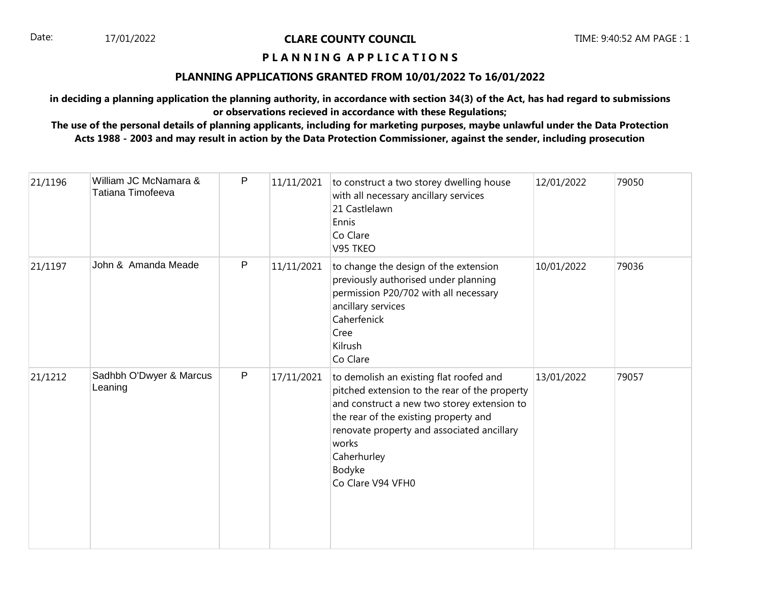Date: 17/01/2022

# CLARE COUNTY COUNCIL

TIME: 9:40:52 AM PAGE : 1

## P L A N N I N G   A P P L I C A T I O N S

### PLANNING APPLICATIONS GRANTED FROM 10/01/2022 To 16/01/2022

**in deciding a planning application the planning authority, in accordance with section 34(3) of the Act, has had regard to submissions or observations recieved in accordance with these Regulations;**

**The use of the personal details of planning applicants, including for marketing purposes, maybe unlawful under the Data Protection Acts 1988 - 2003 and may result in action by the Data Protection Commissioner, against the sender, including prosecution**

| | | | | | | |
|---|---|---|---|---|---|---|
| 21/1196 | William JC McNamara & Tatiana Timofeeva | P | 11/11/2021 | to construct a two storey dwelling house with all necessary ancillary services<br>21 Castlelawn<br>Ennis<br>Co Clare<br>V95 TKEO | 12/01/2022 | 79050 |
| 21/1197 | John & Amanda Meade | P | 11/11/2021 | to change the design of the extension previously authorised under planning permission P20/702 with all necessary ancillary services<br>Caherfenick<br>Cree<br>Kilrush<br>Co Clare | 10/01/2022 | 79036 |
| 21/1212 | Sadhbh O'Dwyer & Marcus Leaning | P | 17/11/2021 | to demolish an existing flat roofed and pitched extension to the rear of the property and construct a new two storey extension to the rear of the existing property and renovate property and associated ancillary works<br>Caherhurley<br>Bodyke<br>Co Clare V94 VFH0 | 13/01/2022 | 79057 |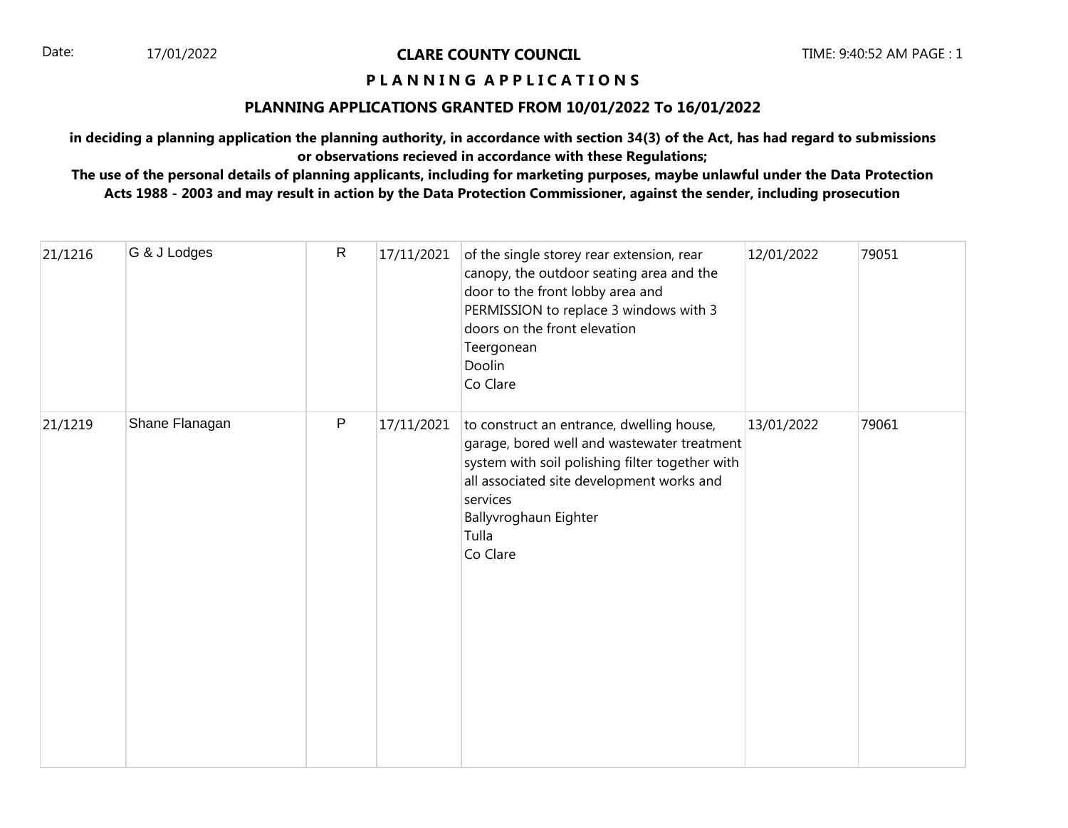Date: 17/01/2022

**CLARE COUNTY COUNCIL**

**P L A N N I N G  A P P L I C A T I O N S**

**PLANNING APPLICATIONS GRANTED FROM 10/01/2022 To 16/01/2022**

**in deciding a planning application the planning authority, in accordance with section 34(3) of the Act, has had regard to submissions or observations recieved in accordance with these Regulations;**
**The use of the personal details of planning applicants, including for marketing purposes, maybe unlawful under the Data Protection Acts 1988 - 2003 and may result in action by the Data Protection Commissioner, against the sender, including prosecution**

| | | | | | | |
|---|---|---|---|---|---|---|
| 21/1216 | G & J Lodges | R | 17/11/2021 | of the single storey rear extension, rear canopy, the outdoor seating area and the door to the front lobby area and PERMISSION to replace 3 windows with 3 doors on the front elevation<br>Teergonean<br>Doolin<br>Co Clare | 12/01/2022 | 79051 |
| 21/1219 | Shane Flanagan | P | 17/11/2021 | to construct an entrance, dwelling house, garage, bored well and wastewater treatment system with soil polishing filter together with all associated site development works and services<br>Ballyvroghaun Eighter<br>Tulla<br>Co Clare | 13/01/2022 | 79061 |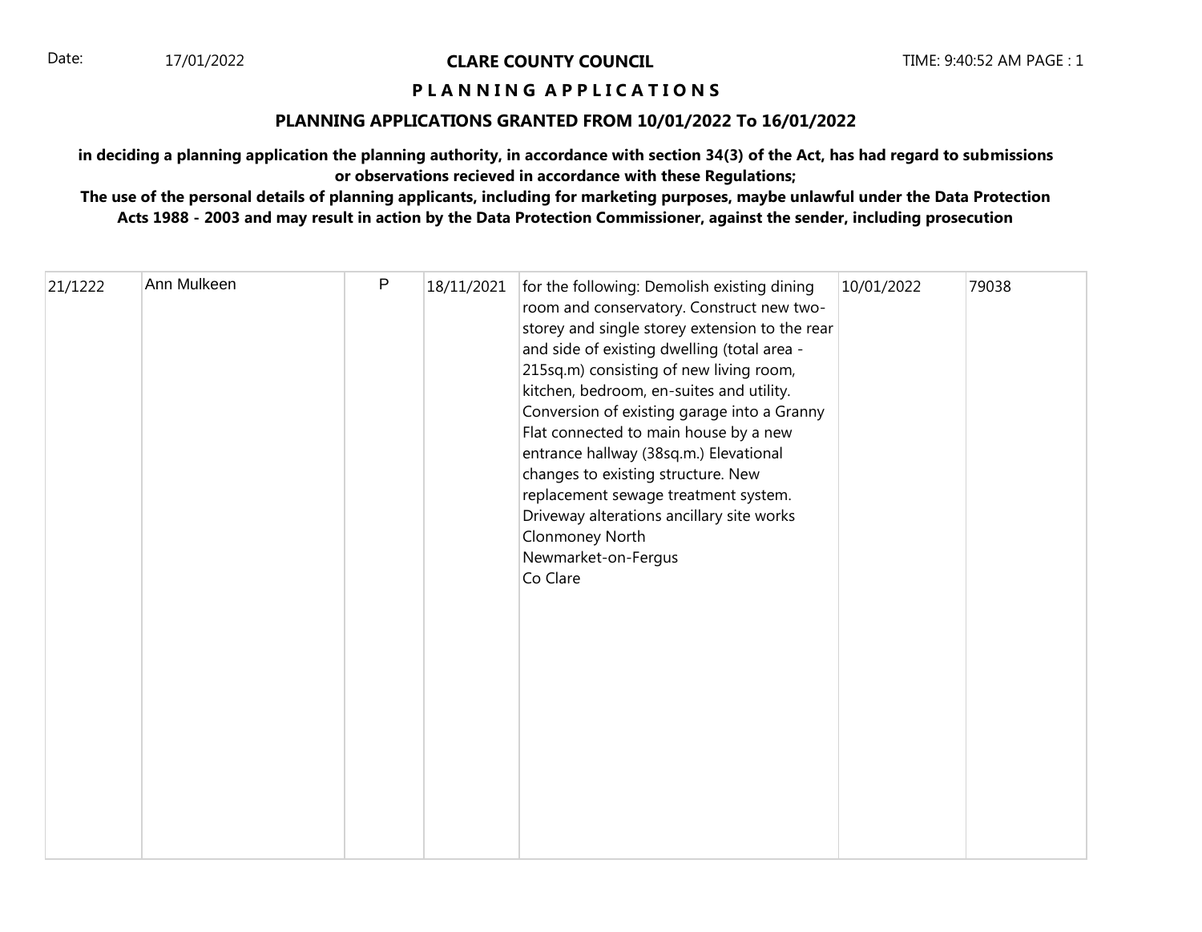**CLARE COUNTY COUNCIL**

**P L A N N I N G A P P L I C A T I O N S**

**PLANNING APPLICATIONS GRANTED FROM 10/01/2022 To 16/01/2022**

**in deciding a planning application the planning authority, in accordance with section 34(3) of the Act, has had regard to submissions or observations recieved in accordance with these Regulations;**

**The use of the personal details of planning applicants, including for marketing purposes, maybe unlawful under the Data Protection Acts 1988 - 2003 and may result in action by the Data Protection Commissioner, against the sender, including prosecution**

| | | | | | | |
|---|---|---|---|---|---|---|
| 21/1222 | Ann Mulkeen | P | 18/11/2021 | for the following: Demolish existing dining room and conservatory. Construct new two-storey and single storey extension to the rear and side of existing dwelling (total area - 215sq.m) consisting of new living room, kitchen, bedroom, en-suites and utility. Conversion of existing garage into a Granny Flat connected to main house by a new entrance hallway (38sq.m.) Elevational changes to existing structure. New replacement sewage treatment system. Driveway alterations ancillary site works Clonmoney North Newmarket-on-Fergus Co Clare | 10/01/2022 | 79038 |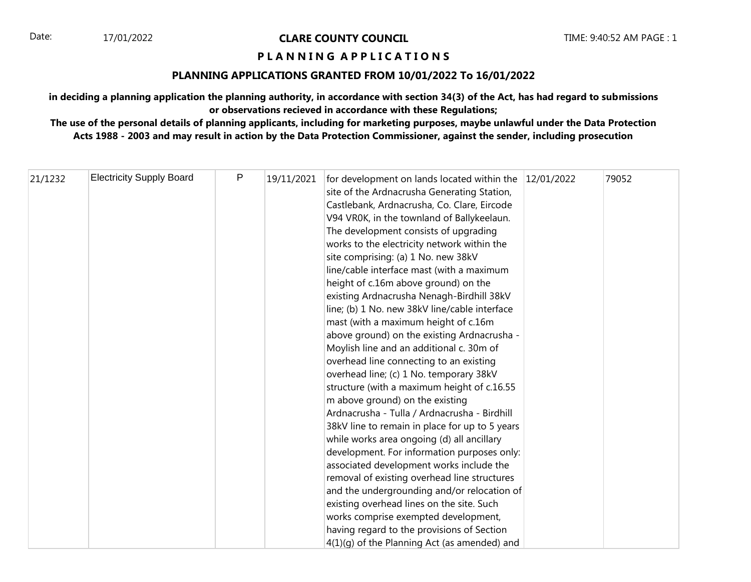Date: 17/01/2022

**CLARE COUNTY COUNCIL**

**P L A N N I N G A P P L I C A T I O N S**

**PLANNING APPLICATIONS GRANTED FROM 10/01/2022 To 16/01/2022**

**in deciding a planning application the planning authority, in accordance with section 34(3) of the Act, has had regard to submissions or observations recieved in accordance with these Regulations;**

**The use of the personal details of planning applicants, including for marketing purposes, maybe unlawful under the Data Protection Acts 1988 - 2003 and may result in action by the Data Protection Commissioner, against the sender, including prosecution**

| | | | | | | |
|---|---|---|---|---|---|---|
| 21/1232 | Electricity Supply Board | P | 19/11/2021 | for development on lands located within the site of the Ardnacrusha Generating Station, Castlebank, Ardnacrusha, Co. Clare, Eircode V94 VR0K, in the townland of Ballykeelaun. The development consists of upgrading works to the electricity network within the site comprising: (a) 1 No. new 38kV line/cable interface mast (with a maximum height of c.16m above ground) on the existing Ardnacrusha Nenagh-Birdhill 38kV line; (b) 1 No. new 38kV line/cable interface mast (with a maximum height of c.16m above ground) on the existing Ardnacrusha - Moylish line and an additional c. 30m of overhead line connecting to an existing overhead line; (c) 1 No. temporary 38kV structure (with a maximum height of c.16.55 m above ground) on the existing Ardnacrusha - Tulla / Ardnacrusha - Birdhill 38kV line to remain in place for up to 5 years while works area ongoing (d) all ancillary development. For information purposes only: associated development works include the removal of existing overhead line structures and the undergrounding and/or relocation of existing overhead lines on the site. Such works comprise exempted development, having regard to the provisions of Section 4(1)(g) of the Planning Act (as amended) and | 12/01/2022 | 79052 |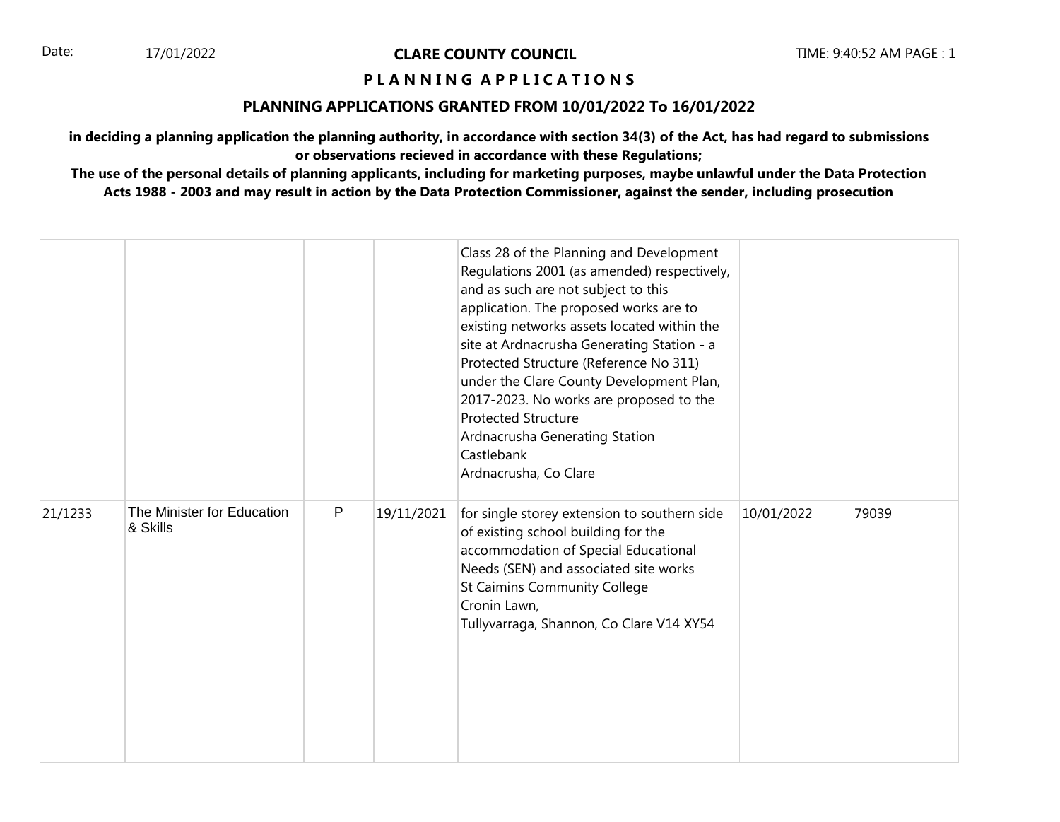**CLARE COUNTY COUNCIL**

**P L A N N I N G  A P P L I C A T I O N S**

**PLANNING APPLICATIONS GRANTED FROM 10/01/2022 To 16/01/2022**

**in deciding a planning application the planning authority, in accordance with section 34(3) of the Act, has had regard to submissions or observations recieved in accordance with these Regulations;**
**The use of the personal details of planning applicants, including for marketing purposes, maybe unlawful under the Data Protection Acts 1988 - 2003 and may result in action by the Data Protection Commissioner, against the sender, including prosecution**

| | | | | | | |
|---|---|---|---|---|---|---|
| | | | | Class 28 of the Planning and Development Regulations 2001 (as amended) respectively, and as such are not subject to this application. The proposed works are to existing networks assets located within the site at Ardnacrusha Generating Station - a Protected Structure (Reference No 311) under the Clare County Development Plan, 2017-2023. No works are proposed to the Protected Structure<br>Ardnacrusha Generating Station<br>Castlebank<br>Ardnacrusha, Co Clare | | |
| 21/1233 | The Minister for Education & Skills | P | 19/11/2021 | for single storey extension to southern side of existing school building for the accommodation of Special Educational Needs (SEN) and associated site works<br>St Caimins Community College<br>Cronin Lawn,<br>Tullyvarraga, Shannon, Co Clare V14 XY54 | 10/01/2022 | 79039 |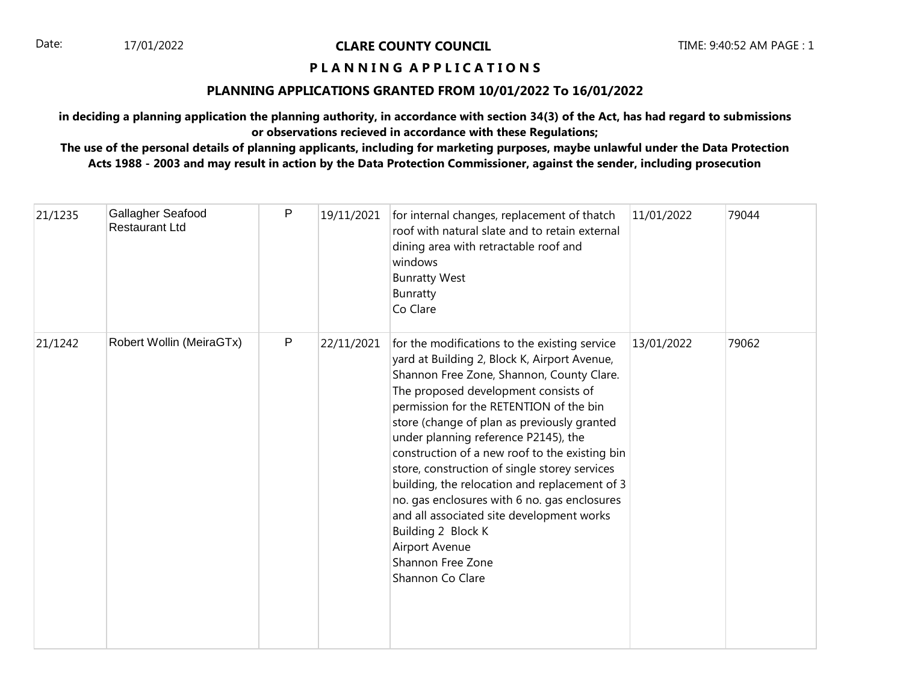Date: 17/01/2022

**CLARE COUNTY COUNCIL**

**P L A N N I N G A P P L I C A T I O N S**

**PLANNING APPLICATIONS GRANTED FROM 10/01/2022 To 16/01/2022**

**in deciding a planning application the planning authority, in accordance with section 34(3) of the Act, has had regard to submissions or observations recieved in accordance with these Regulations;**
**The use of the personal details of planning applicants, including for marketing purposes, maybe unlawful under the Data Protection Acts 1988 - 2003 and may result in action by the Data Protection Commissioner, against the sender, including prosecution**

| | | | | | | |
|---|---|---|---|---|---|---|
| 21/1235 | Gallagher Seafood Restaurant Ltd | P | 19/11/2021 | for internal changes, replacement of thatch roof with natural slate and to retain external dining area with retractable roof and windows<br>Bunratty West<br>Bunratty<br>Co Clare | 11/01/2022 | 79044 |
| 21/1242 | Robert Wollin (MeiraGTx) | P | 22/11/2021 | for the modifications to the existing service yard at Building 2, Block K, Airport Avenue, Shannon Free Zone, Shannon, County Clare. The proposed development consists of permission for the RETENTION of the bin store (change of plan as previously granted under planning reference P2145), the construction of a new roof to the existing bin store, construction of single storey services building, the relocation and replacement of 3 no. gas enclosures with 6 no. gas enclosures and all associated site development works<br>Building 2 Block K<br>Airport Avenue<br>Shannon Free Zone<br>Shannon Co Clare | 13/01/2022 | 79062 |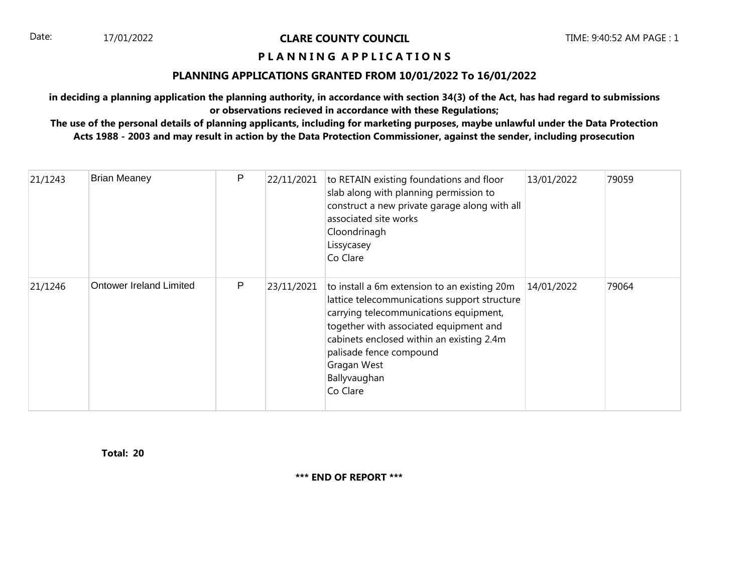| | | | | | | |
|---|---|---|---|---|---|---|
| 21/1243 | Brian Meaney | P | 22/11/2021 | to RETAIN existing foundations and floor slab along with planning permission to construct a new private garage along with all associated site works<br>Cloondrinagh<br>Lissycasey<br>Co Clare | 13/01/2022 | 79059 |
| 21/1246 | Ontower Ireland Limited | P | 23/11/2021 | to install a 6m extension to an existing 20m lattice telecommunications support structure carrying telecommunications equipment, together with associated equipment and cabinets enclosed within an existing 2.4m palisade fence compound<br>Gragan West<br>Ballyvaughan<br>Co Clare | 14/01/2022 | 79064 |

**Total: 20**

**\*\*\* END OF REPORT \*\*\***